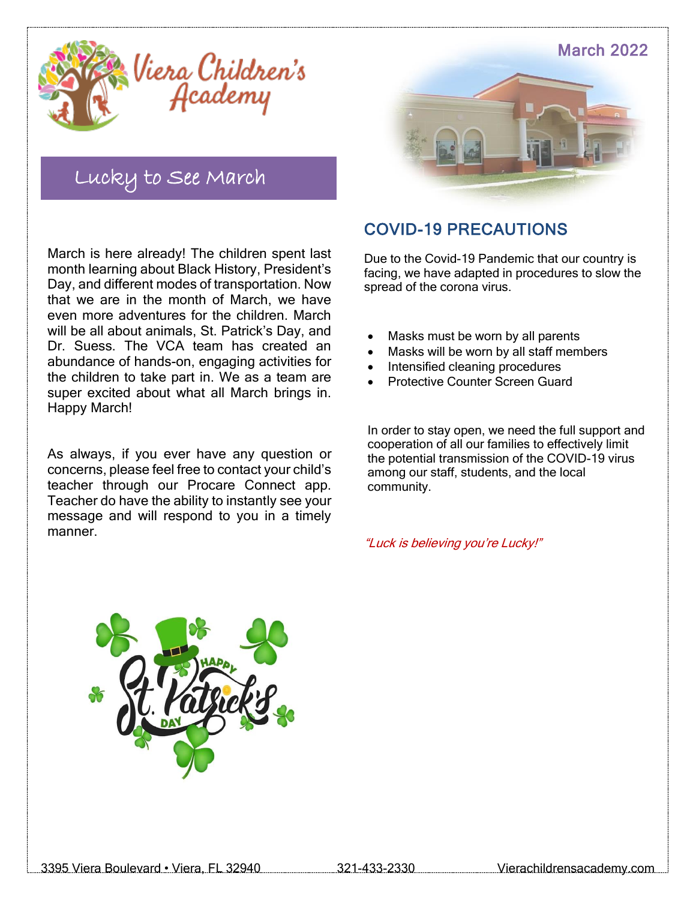# Viera Children's Academy

March 2022

## Lucky to See March

March is here already! The children spent last month learning about Black History, President's Day, and different modes of transportation. Now that we are in the month of March, we have even more adventures for the children. March will be all about animals, St. Patrick's Day, and Dr. Suess. The VCA team has created an abundance of hands-on, engaging activities for the children to take part in. We as a team are super excited about what all March brings in. Happy March!

As always, if you ever have any question or concerns, please feel free to contact your child's teacher through our Procare Connect app. Teacher do have the ability to instantly see your message and will respond to you in a timely manner.

## COVID-19 PRECAUTIONS

Due to the Covid-19 Pandemic that our country is facing, we have adapted in procedures to slow the spread of the corona virus.

- Masks must be worn by all parents
- Masks will be worn by all staff members
- Intensified cleaning procedures
- Protective Counter Screen Guard

In order to stay open, we need the full support and cooperation of all our families to effectively limit the potential transmission of the COVID-19 virus among our staff, students, and the local community.

*"Luck is believing you're Lucky!"*

3395 Viera Boulevard • Viera, FL 32940 321-433-2330 Vierachildrensacademy.com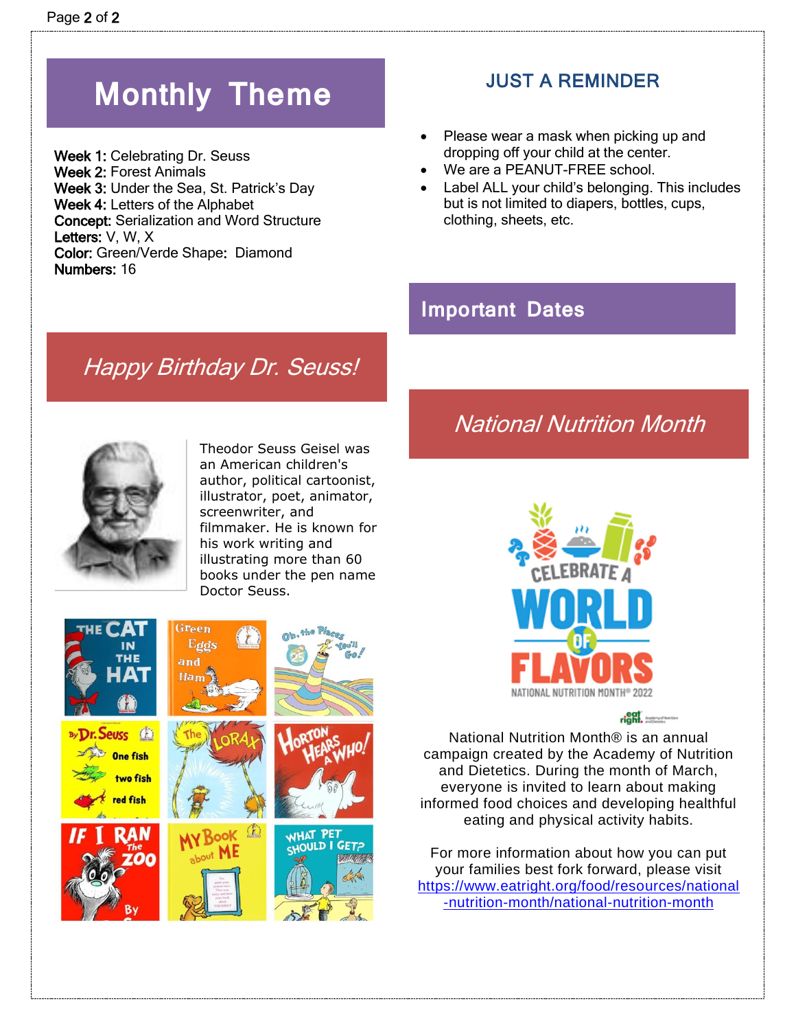## Monthly Theme

**Week 1:** Celebrating Dr. Seuss
**Week 2:** Forest Animals
**Week 3:** Under the Sea, St. Patrick's Day
**Week 4:** Letters of the Alphabet
**Concept:** Serialization and Word Structure
**Letters:** V, W, X
**Color:** Green/Verde **Shape:** Diamond
**Numbers:** 16

## *Happy Birthday Dr. Seuss!*

Theodor Seuss Geisel was an American children's author, political cartoonist, illustrator, poet, animator, screenwriter, and filmmaker. He is known for his work writing and illustrating more than 60 books under the pen name Doctor Seuss.

## JUST A REMINDER

- Please wear a mask when picking up and dropping off your child at the center.
- We are a PEANUT-FREE school.
- Label ALL your child's belonging. This includes but is not limited to diapers, bottles, cups, clothing, sheets, etc.

## Important Dates

## *National Nutrition Month*

National Nutrition Month® is an annual campaign created by the Academy of Nutrition and Dietetics. During the month of March, everyone is invited to learn about making informed food choices and developing healthful eating and physical activity habits.

For more information about how you can put your families best fork forward, please visit https://www.eatright.org/food/resources/national-nutrition-month/national-nutrition-month